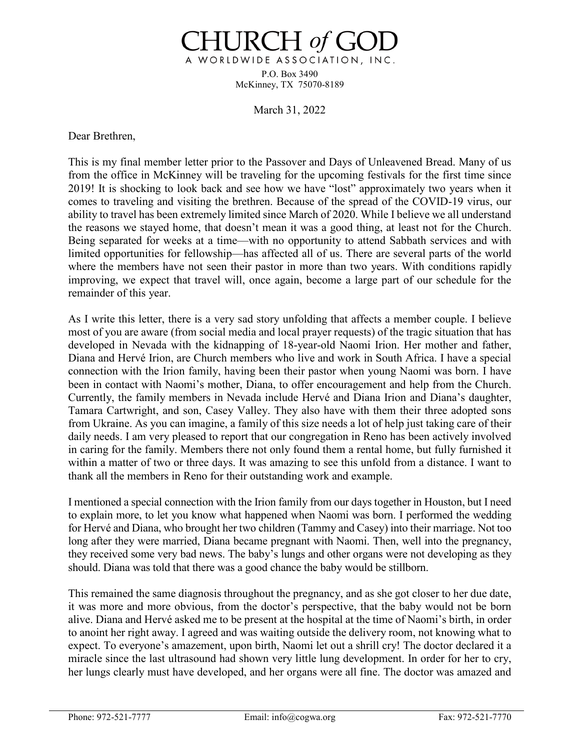# CHURCH *of* GOD

A WORLDWIDE ASSOCIATION, INC.

P.O. Box 3490
McKinney, TX 75070-8189

March 31, 2022

Dear Brethren,

This is my final member letter prior to the Passover and Days of Unleavened Bread. Many of us from the office in McKinney will be traveling for the upcoming festivals for the first time since 2019! It is shocking to look back and see how we have "lost" approximately two years when it comes to traveling and visiting the brethren. Because of the spread of the COVID-19 virus, our ability to travel has been extremely limited since March of 2020. While I believe we all understand the reasons we stayed home, that doesn't mean it was a good thing, at least not for the Church. Being separated for weeks at a time—with no opportunity to attend Sabbath services and with limited opportunities for fellowship—has affected all of us. There are several parts of the world where the members have not seen their pastor in more than two years. With conditions rapidly improving, we expect that travel will, once again, become a large part of our schedule for the remainder of this year.

As I write this letter, there is a very sad story unfolding that affects a member couple. I believe most of you are aware (from social media and local prayer requests) of the tragic situation that has developed in Nevada with the kidnapping of 18-year-old Naomi Irion. Her mother and father, Diana and Hervé Irion, are Church members who live and work in South Africa. I have a special connection with the Irion family, having been their pastor when young Naomi was born. I have been in contact with Naomi's mother, Diana, to offer encouragement and help from the Church. Currently, the family members in Nevada include Hervé and Diana Irion and Diana's daughter, Tamara Cartwright, and son, Casey Valley. They also have with them their three adopted sons from Ukraine. As you can imagine, a family of this size needs a lot of help just taking care of their daily needs. I am very pleased to report that our congregation in Reno has been actively involved in caring for the family. Members there not only found them a rental home, but fully furnished it within a matter of two or three days. It was amazing to see this unfold from a distance. I want to thank all the members in Reno for their outstanding work and example.

I mentioned a special connection with the Irion family from our days together in Houston, but I need to explain more, to let you know what happened when Naomi was born. I performed the wedding for Hervé and Diana, who brought her two children (Tammy and Casey) into their marriage. Not too long after they were married, Diana became pregnant with Naomi. Then, well into the pregnancy, they received some very bad news. The baby's lungs and other organs were not developing as they should. Diana was told that there was a good chance the baby would be stillborn.

This remained the same diagnosis throughout the pregnancy, and as she got closer to her due date, it was more and more obvious, from the doctor's perspective, that the baby would not be born alive. Diana and Hervé asked me to be present at the hospital at the time of Naomi's birth, in order to anoint her right away. I agreed and was waiting outside the delivery room, not knowing what to expect. To everyone's amazement, upon birth, Naomi let out a shrill cry! The doctor declared it a miracle since the last ultrasound had shown very little lung development. In order for her to cry, her lungs clearly must have developed, and her organs were all fine. The doctor was amazed and

Phone: 972-521-7777 Email: info@cogwa.org Fax: 972-521-7770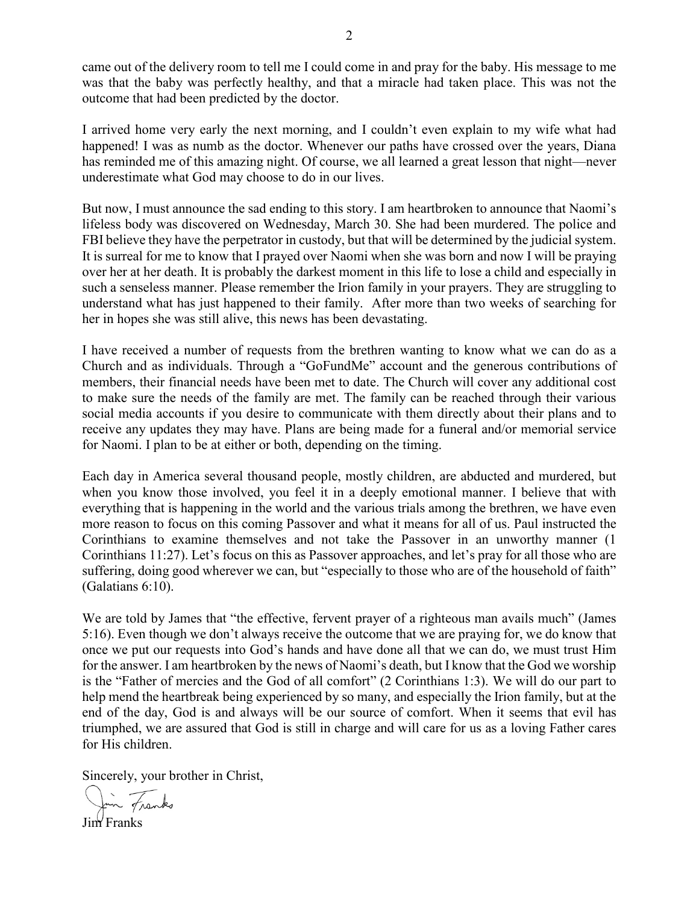came out of the delivery room to tell me I could come in and pray for the baby. His message to me was that the baby was perfectly healthy, and that a miracle had taken place. This was not the outcome that had been predicted by the doctor.

I arrived home very early the next morning, and I couldn't even explain to my wife what had happened! I was as numb as the doctor. Whenever our paths have crossed over the years, Diana has reminded me of this amazing night. Of course, we all learned a great lesson that night—never underestimate what God may choose to do in our lives.

But now, I must announce the sad ending to this story. I am heartbroken to announce that Naomi's lifeless body was discovered on Wednesday, March 30. She had been murdered. The police and FBI believe they have the perpetrator in custody, but that will be determined by the judicial system. It is surreal for me to know that I prayed over Naomi when she was born and now I will be praying over her at her death. It is probably the darkest moment in this life to lose a child and especially in such a senseless manner. Please remember the Irion family in your prayers. They are struggling to understand what has just happened to their family. After more than two weeks of searching for her in hopes she was still alive, this news has been devastating.

I have received a number of requests from the brethren wanting to know what we can do as a Church and as individuals. Through a "GoFundMe" account and the generous contributions of members, their financial needs have been met to date. The Church will cover any additional cost to make sure the needs of the family are met. The family can be reached through their various social media accounts if you desire to communicate with them directly about their plans and to receive any updates they may have. Plans are being made for a funeral and/or memorial service for Naomi. I plan to be at either or both, depending on the timing.

Each day in America several thousand people, mostly children, are abducted and murdered, but when you know those involved, you feel it in a deeply emotional manner. I believe that with everything that is happening in the world and the various trials among the brethren, we have even more reason to focus on this coming Passover and what it means for all of us. Paul instructed the Corinthians to examine themselves and not take the Passover in an unworthy manner (1 Corinthians 11:27). Let's focus on this as Passover approaches, and let's pray for all those who are suffering, doing good wherever we can, but "especially to those who are of the household of faith" (Galatians 6:10).

We are told by James that "the effective, fervent prayer of a righteous man avails much" (James 5:16). Even though we don't always receive the outcome that we are praying for, we do know that once we put our requests into God's hands and have done all that we can do, we must trust Him for the answer. I am heartbroken by the news of Naomi's death, but I know that the God we worship is the "Father of mercies and the God of all comfort" (2 Corinthians 1:3). We will do our part to help mend the heartbreak being experienced by so many, and especially the Irion family, but at the end of the day, God is and always will be our source of comfort. When it seems that evil has triumphed, we are assured that God is still in charge and will care for us as a loving Father cares for His children.

Sincerely, your brother in Christ,

Jim Franks